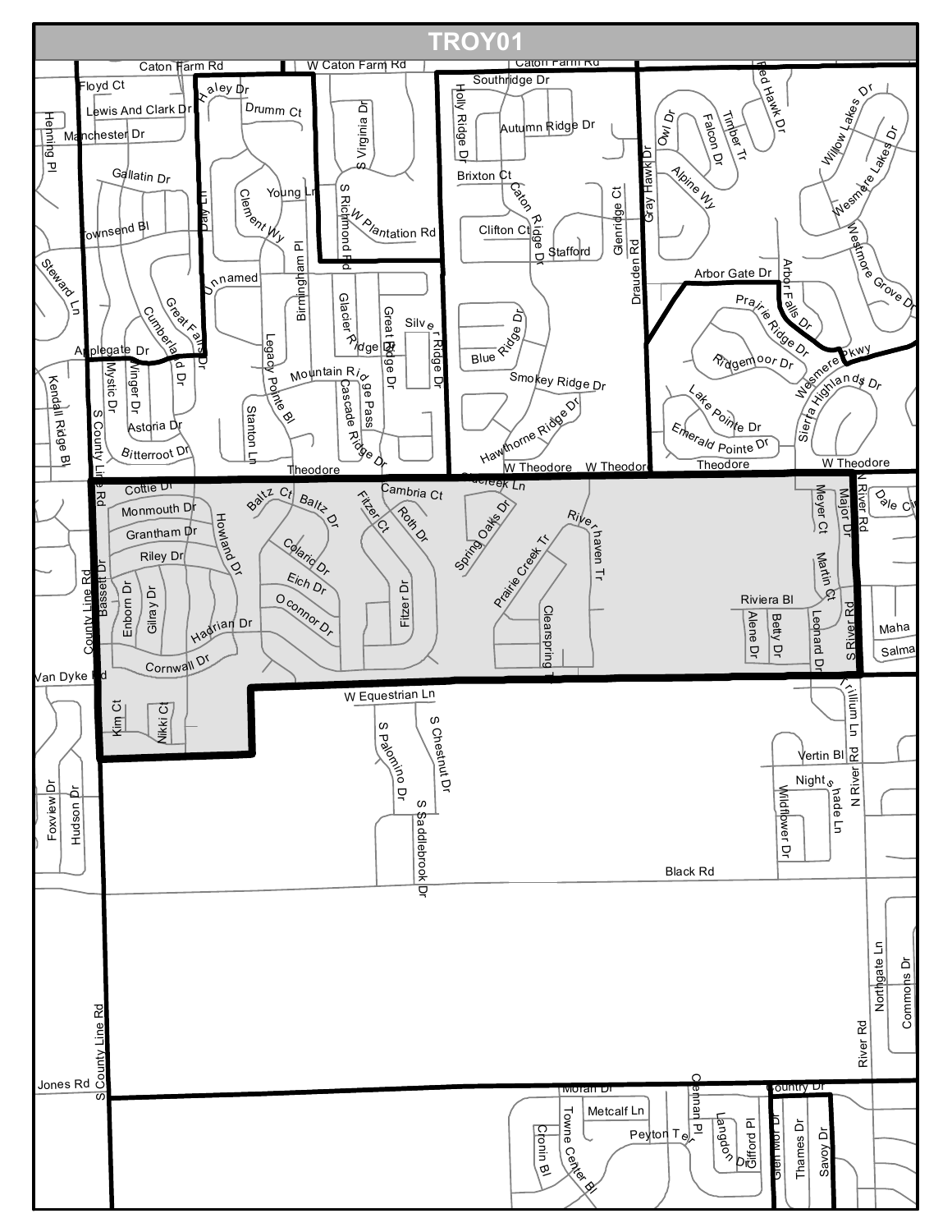# TROY01

Caton Farm Rd
W Caton Farm Rd
Caton Farm Rd
Floyd Ct
Haley Dr
Drumm Ct
S Virginia Dr
Southridge Dr
Holly Ridge Dr
Red Hawk Dr
Owl Dr
Falcon Dr
Timber Tr
Willow Lakes Dr
Lewis And Clark Dr
Manchester Dr
Henning Pl
Autumn Ridge Dr
Wesmere Lakes Dr
Gallatin Dr
Young Ln
Clement Wy
Daly Ln
S Richmond Rd
W Plantation Rd
Brixton Ct
Caton Ridge Dr
Gray Hawk Dr
Alpine Wy
Townsend Bl
Clifton Ct
Glenridge Ct
Stafford
Draiden Rd
Westmore Grove Dr
Steward Ln
Unnamed
Birmingham Pl
Glacier Ridge Dr
Great Ridge Dr
Silver Ridge Dr
Arbor Gate Dr
Arbor Falls Dr
Prairie Ridge Dr
Great Falls Dr
Cumberland Dr
Legacy Pointe Bl
Blue Ridge Dr
Ridgemoor Dr
Wesmere Pkwy
Applegate Dr
Mystic Dr
Winger Dr
Mountain Ridge Pass
Cascade Ridge Dr
Smokey Ridge Dr
Sierra Highlands Dr
Kendall Ridge Bl
S County Line Rd
Astoria Dr
Stanton Ln
Hawthorne Ridge Dr
Lake Pointe Dr
Emerald Pointe Dr
Bitterroot Dr
Theodore
W Theodore
W Theodore
Theodore
W Theodore
Cottie Dr
Baltz Ct
Baltz Dr
Fitzer Ct
Cambria Ct
Glacreek Ln
Meyer Ct
Major Dr
N River Rd
Dale Ct
Monmouth Dr
Roth Dr
Spring Oaks Dr
Riverhaven Tr
Grantham Dr
Howland Dr
Colaric Dr
Prairie Creek Tr
Martin Ct
Riley Dr
Bassett Dr
County Line Rd
Enborn Dr
Gilray Dr
Eich Dr
Fitzer Dr
Riviera Bl
Alene Dr
Betty Dr
Leonard Dr
S River Rd
Maha
Oconnor Dr
Clearspring Tr
Salma
Hadrian Dr
Cornwall Dr
Van Dyke Rd
W Equestrian Ln
Trillium Ln
Kim Ct
Nikki Ct
S Palomino Dr
S Chestnut Dr
Vertin Bl
Nightshade Ln
N River Rd
Foxview Dr
Hudson Dr
S Saddlebrook Dr
Wildflower Dr
Black Rd
Northgate Ln
Commons Dr
S County Line Rd
River Rd
Jones Rd
Moran Dr
Country Dr
Metcalf Ln
Lennan Pl
Langdon Dr
Gifford Pl
Glen Moor Dr
Thames Dr
Savoy Dr
Cronin Bl
Towne Center Bl
Peyton Ter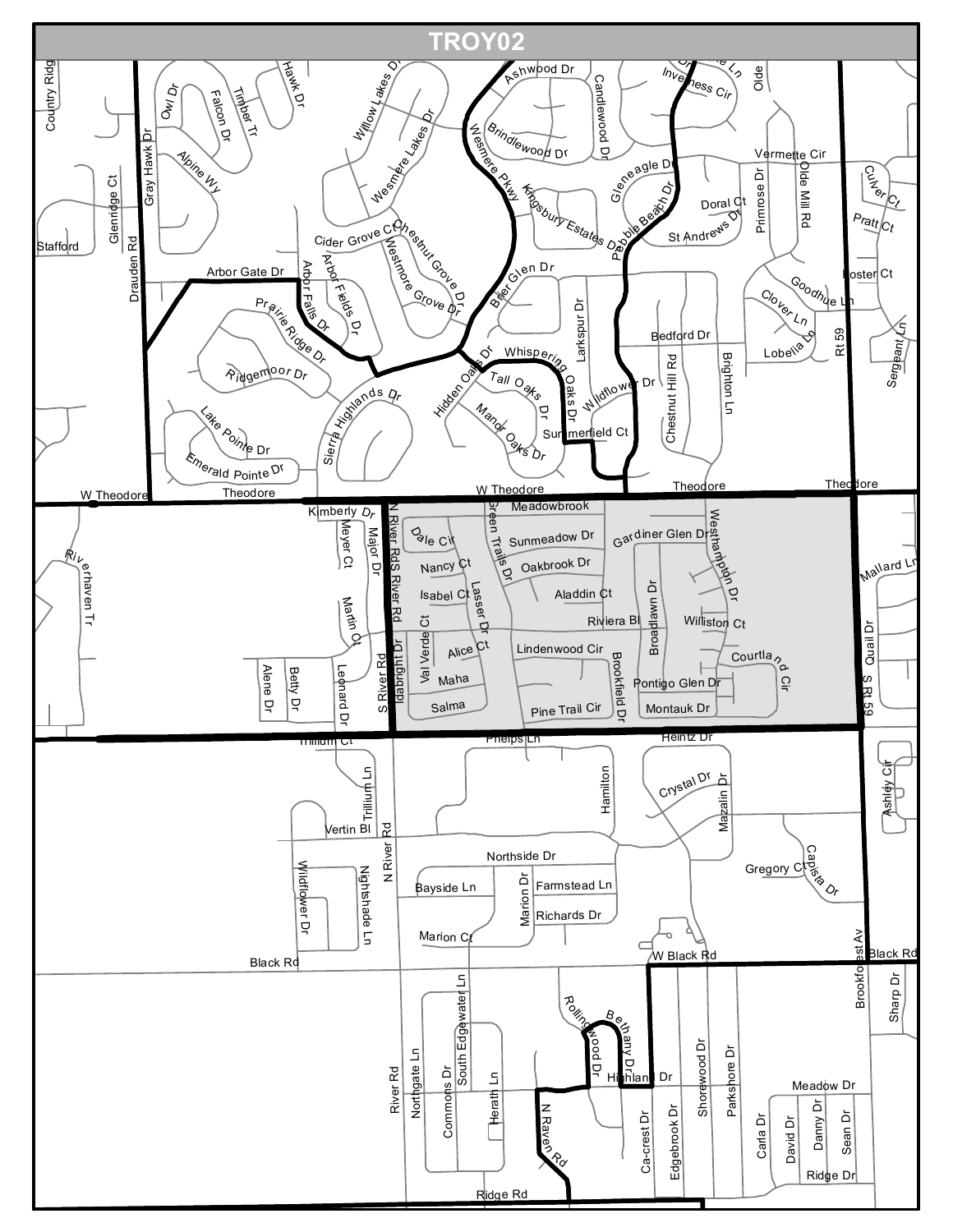# TROY02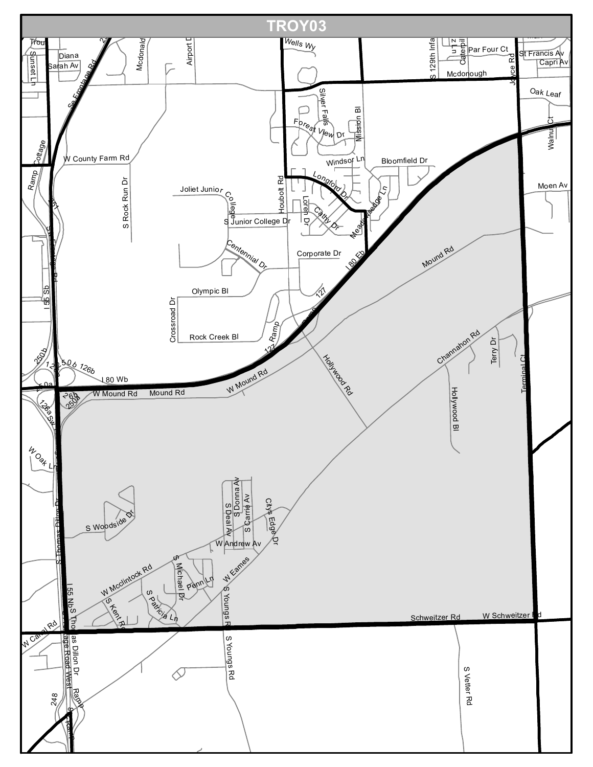# TROY03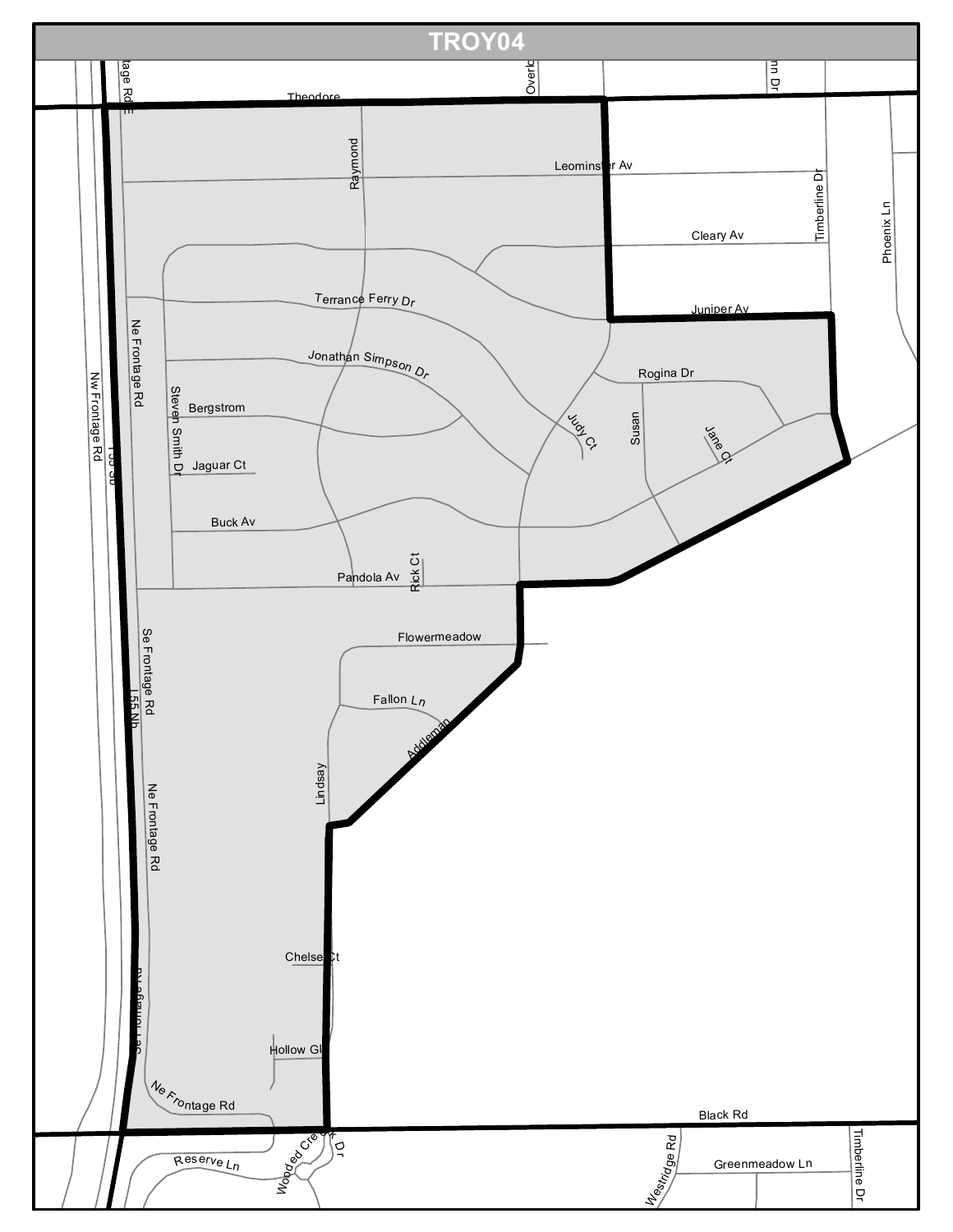# TROY04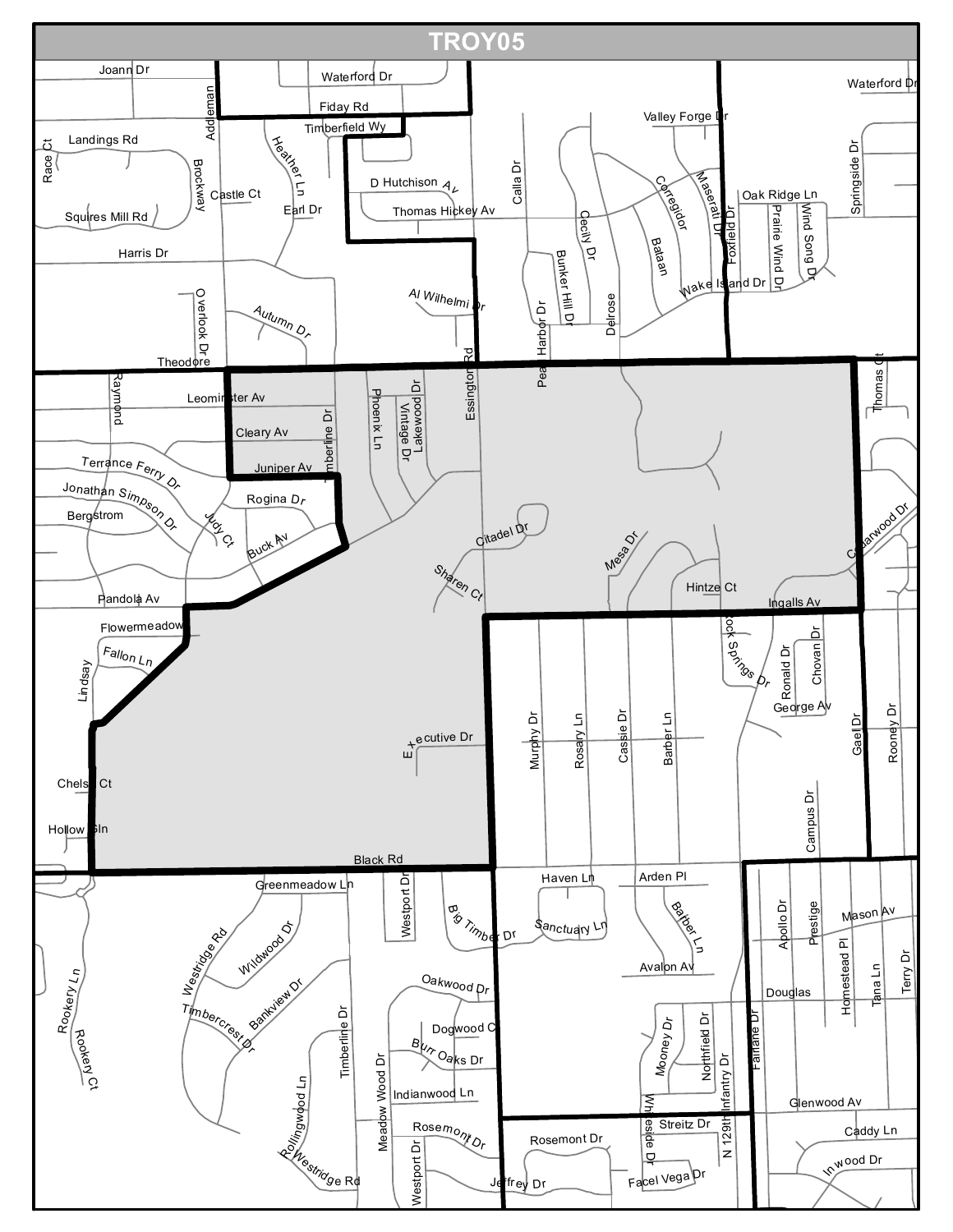# TROY05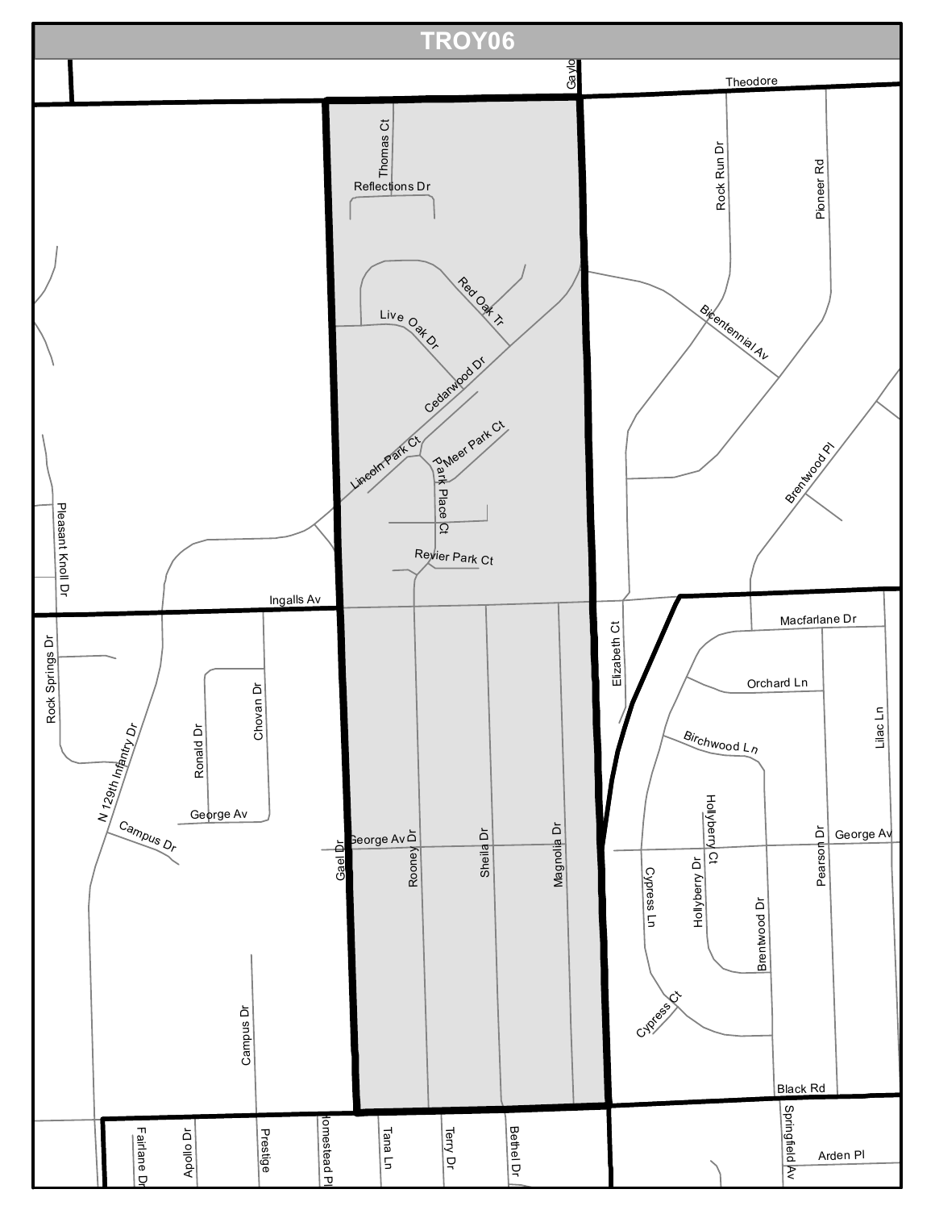# TROY06

Gaylo
Theodore
Thomas Ct
Reflections Dr
Rock Run Dr
Pioneer Rd
Red Oak Tr
Live Oak Dr
Bicentennial Av
Cedarwood Dr
Meer Park Ct
Lincoln Park Ct
Park Place Ct
Brentwood Pl
Pleasant Knoll Dr
Revier Park Ct
Ingalls Av
Macfarlane Dr
Rock Springs Dr
Elizabeth Ct
Orchard Ln
Chovan Dr
Birchwood Ln
Lilac Ln
Ronald Dr
N 129th Infantry Dr
Hollyberry Ct
George Av
Campus Dr
George Av
George Av
Gael Dr
Rooney Dr
Sheila Dr
Magnolia Dr
Cypress Ln
Hollyberry Dr
Pearson Dr
Brentwood Dr
Cypress Ct
Campus Dr
Black Rd
Fairlane Dr
Apollo Dr
Prestige
Homestead Pl
Tana Ln
Terry Dr
Bethel Dr
Springfield Av
Arden Pl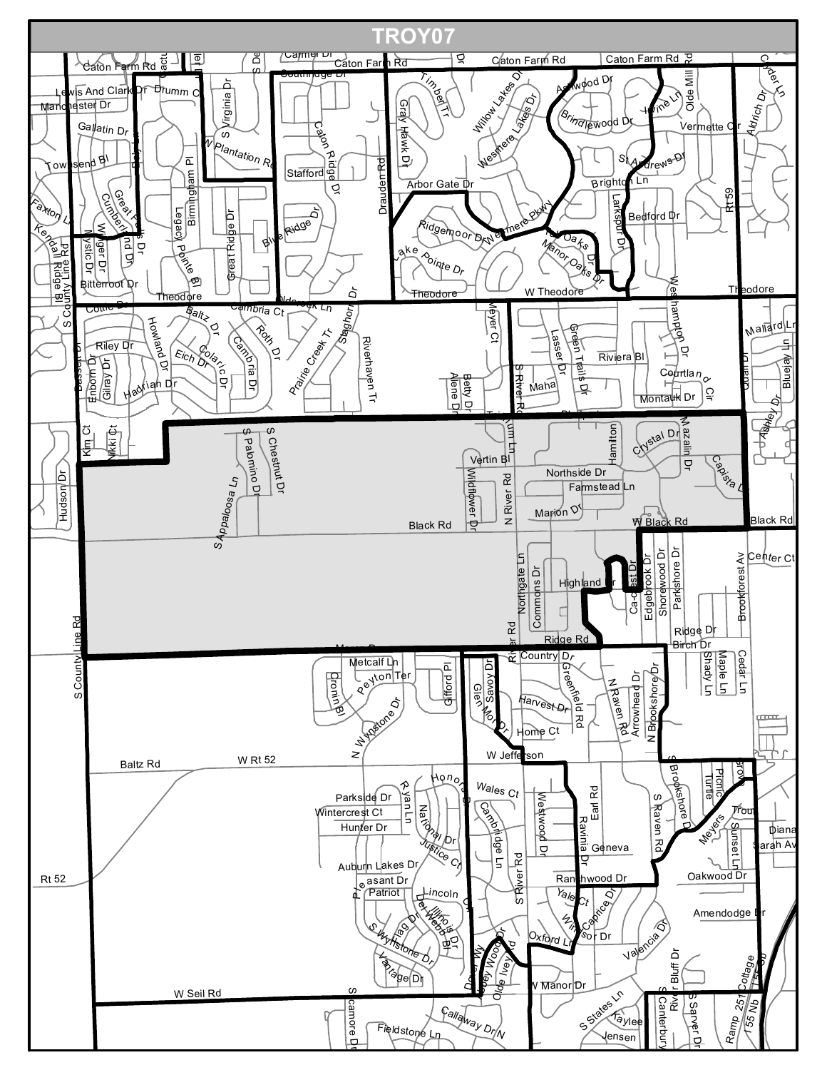# TROY07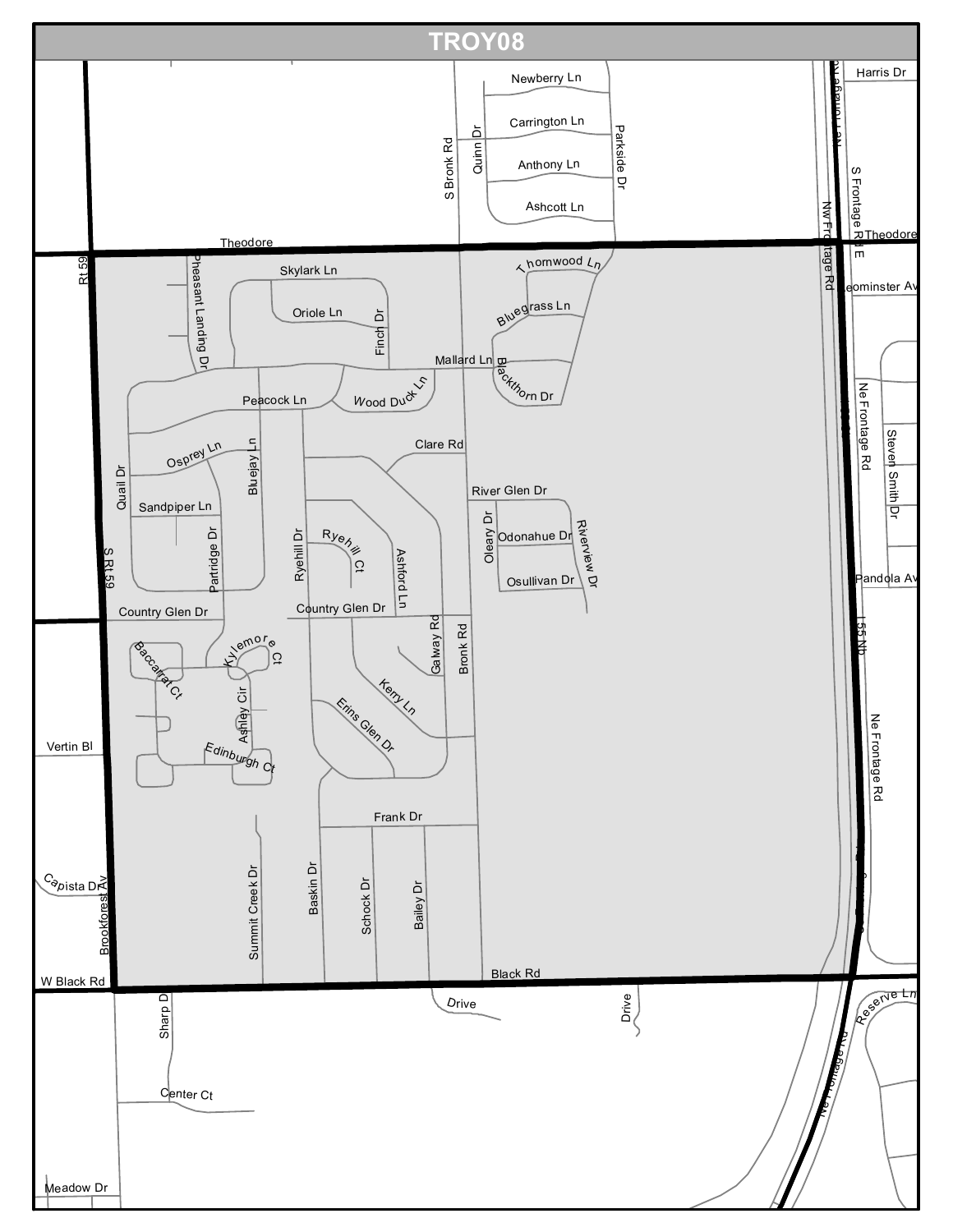# TROY08

Harris Dr
Newberry Ln
Carrington Ln
Anthony Ln
Ashcott Ln
Quinn Dr
Parkside Dr
S Bronk Rd
S Frontage Rd E
Nw Frontage Rd
Theodore
Theodore
Rt 59
Skylark Ln
Pheasant Landing Dr
Oriole Ln
Finch Dr
Thornwood Ln
Bluegrass Ln
Leominster Av
Mallard Ln
Blackthorn Dr
Peacock Ln
Wood Duck Ln
Ne Frontage Rd
Steven Smith Dr
Clare Rd
Osprey Ln
Bluejay Ln
Quail Dr
Sandpiper Ln
River Glen Dr
Ryehill Dr
Ryehill Ct
Ashford Ln
Oleary Dr
Odonahue Dr
Riverview Dr
Osullivan Dr
Partridge Dr
Pandola Av
S Rt 59
Country Glen Dr
Country Glen Dr
Galway Rd
Bronk Rd
I 55 Nb
Baccarrat Ct
Kylemore Ct
Ashley Cir
Kerry Ln
Erins Glen Dr
Vertin Bl
Edinburgh Ct
Ne Frontage Rd
Frank Dr
Capista Dr
Brookforest Av
Summit Creek Dr
Baskin Dr
Schock Dr
Bailey Dr
W Black Rd
Black Rd
Drive
Drive
Reserve Ln
Sharp Dr
Nw Frontage Rd
Center Ct
Meadow Dr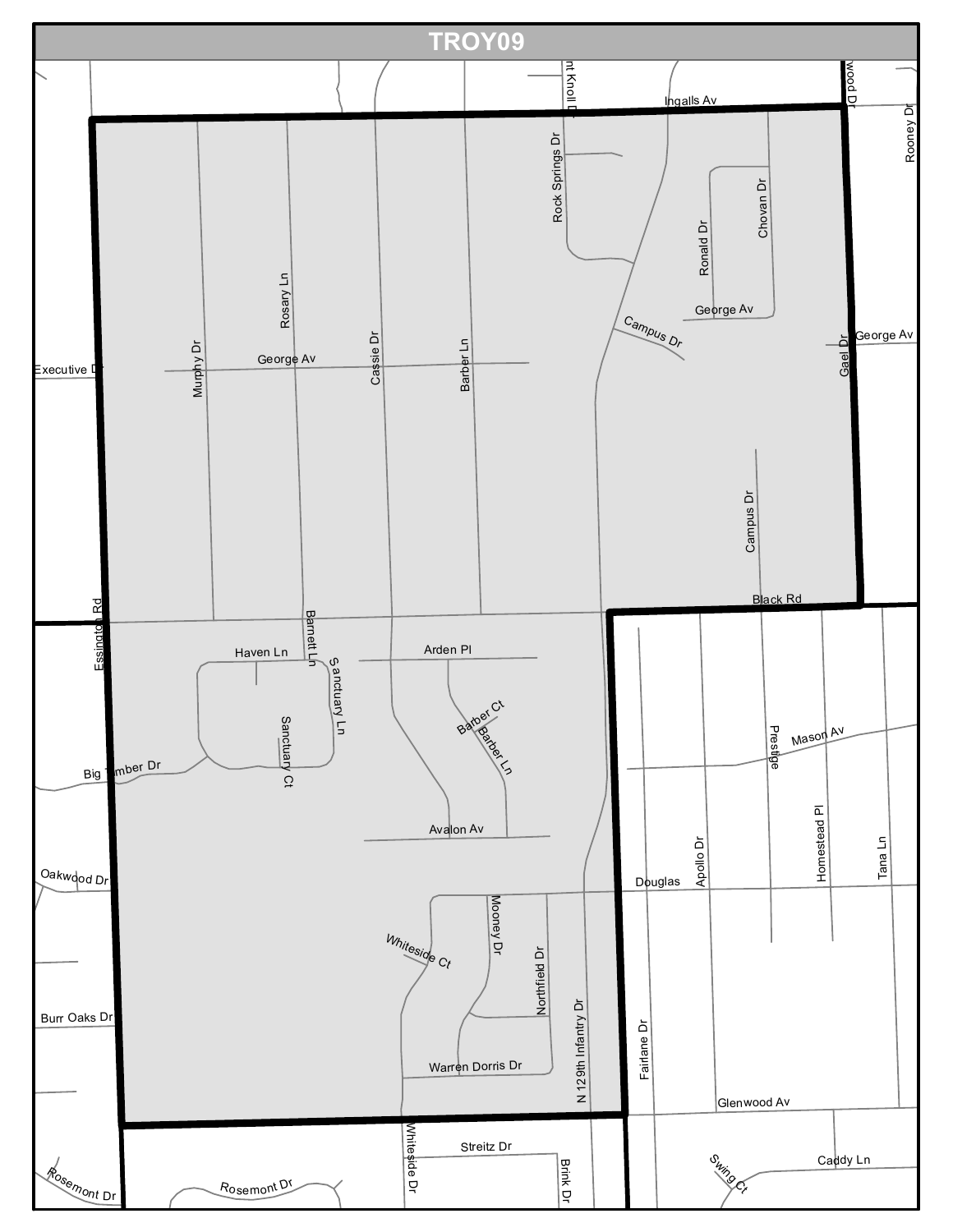# TROY09

Ingalls Av

Rock Springs Dr

Knoll Dr

Rooney Dr

Chovan Dr

Ronald Dr

George Av

Campus Dr

Gael Dr

George Av

Executive Dr

Murphy Dr

Rosary Ln

George Av

Cassie Dr

Barber Ln

Campus Dr

Black Rd

Essington Rd

Barnett Ln

Haven Ln

Sanctuary Ln

Arden Pl

Barber Ct

Barber Ln

Sanctuary Ct

Big Timber Dr

Prestige

Mason Av

Avalon Av

Apollo Dr

Homestead Pl

Tana Ln

Oakwood Dr

Douglas

Mooney Dr

Whiteside Ct

Northfield Dr

N 129th Infantry Dr

Fairlane Dr

Burr Oaks Dr

Warren Dorris Dr

Glenwood Av

Whiteside Dr

Streitz Dr

Brink Dr

Caddy Ln

Swing Ct

Rosemont Dr

Rosemont Dr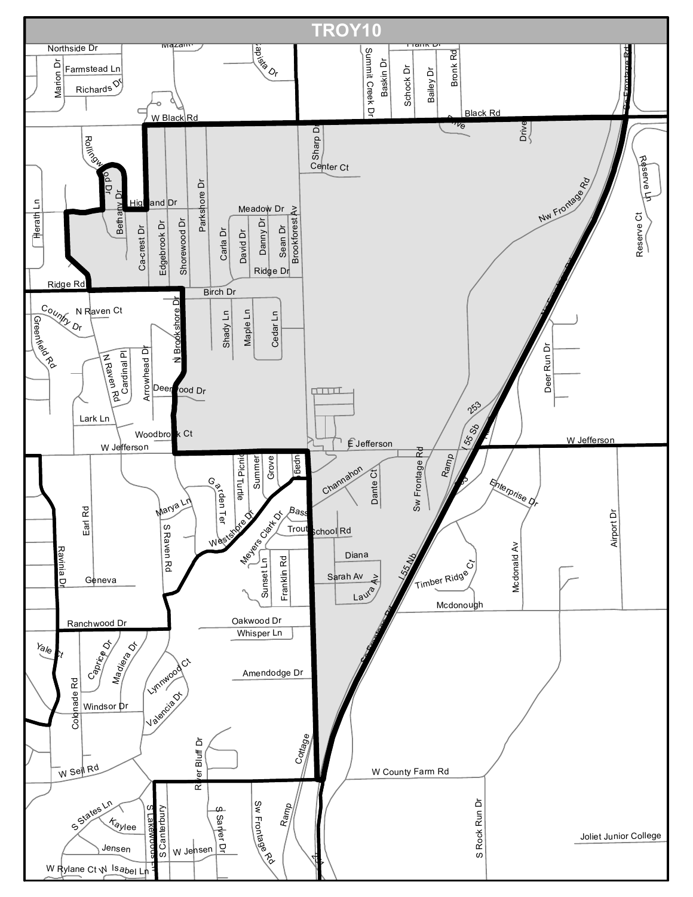# TROY10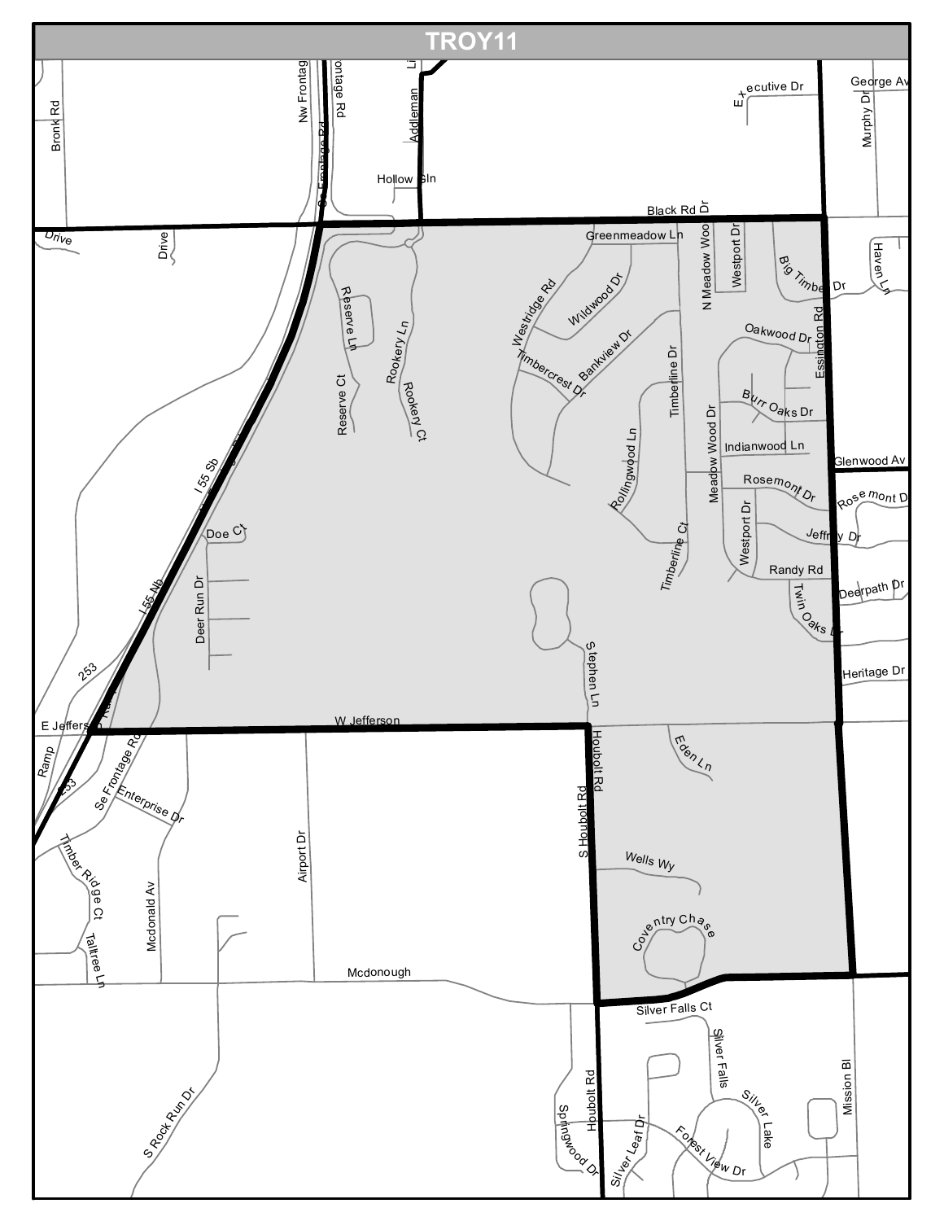# TROY11

Bronk Rd
Nw Frontage Rd
Se Frontage Rd
Frontage Rd
Addleman Ln
Hollow Gln
Executive Dr
George Av
Murphy Dr
Black Rd Dr
Drive
Drive
Greenmeadow Ln
N Meadow Wood Dr
Westport Dr
Big Timber Dr
Haven Ln
Reserve Ln
Reserve Ct
Rookery Ln
Rookery Ct
Westridge Rd
Wildwood Dr
Bankview Dr
Timbercrest Dr
Timberline Dr
Oakwood Dr
Essington Rd
Burr Oaks Dr
Indianwood Ln
Glenwood Av
Meadow Wood Dr
Rollingwood Ln
Rosemont Dr
Rosemont Dr
I 55 Sb
Doe Ct
Jeffrey Dr
Westport Dr
Timberline Ct
Randy Rd
Deerpath Dr
Twin Oaks Ln
Deer Run Dr
I 55 Nb
253
Stephen Ln
Heritage Dr
E Jefferson
W Jefferson
Ramp
253
Se Frontage Rd
Enterprise Dr
Houbolt Rd
S Houbolt Rd
Eden Ln
Timber Ridge Ct
Mcdonald Av
Airport Dr
Wells Wy
Taltree Ln
Coventry Chase
Mcdonough
Silver Falls Ct
Silver Falls
Mission Bl
Silver Lake
S Rock Run Dr
Springwood Dr
Houbolt Rd
Silver Leaf Dr
Forest View Dr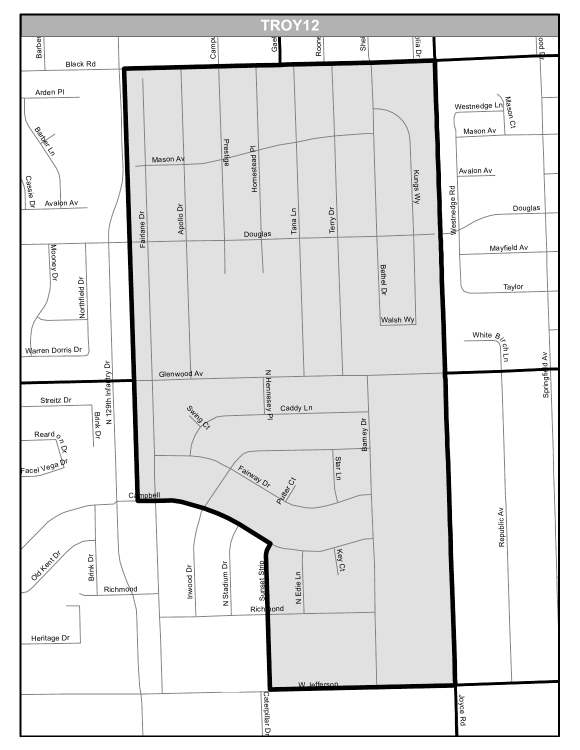# TROY12

Barber
Black Rd
Campu
Gael
Roone
Shei
plia Dr
ood D
Arden Pl
Westnedge Ln
Mason Ct
Barber Ln
Mason Av
Prestige
Homestead Pl
Mason Av
Kungs Wy
Avalon Av
Cassie Dr
Avalon Av
Westnedge Rd
Douglas
Apollo Dr
Tana Ln
Terry Dr
Fairlane Dr
Douglas
Mooney Dr
Mayfield Av
Northfield Dr
Bethel Dr
Taylor
Walsh Wy
White Birch Ln
Warren Dorris Dr
N 129th Infantry Dr
Springfield Av
Glenwood Av
N Hennessey Pl
Streitz Dr
Brink Dr
Caddy Ln
Swing Ct
Reardon Dr
Barney Dr
Facel Vega Dr
Star Ln
Fairway Dr
Putter Ct
Campbell
Republic Av
Old Kent Dr
Key Ct
Brink Dr
Inwood Dr
N Stadium Dr
Sunset Strip
N Edie Ln
Richmond
Richmond
Heritage Dr
W Jefferson
Caterpillar Dr
Joyce Rd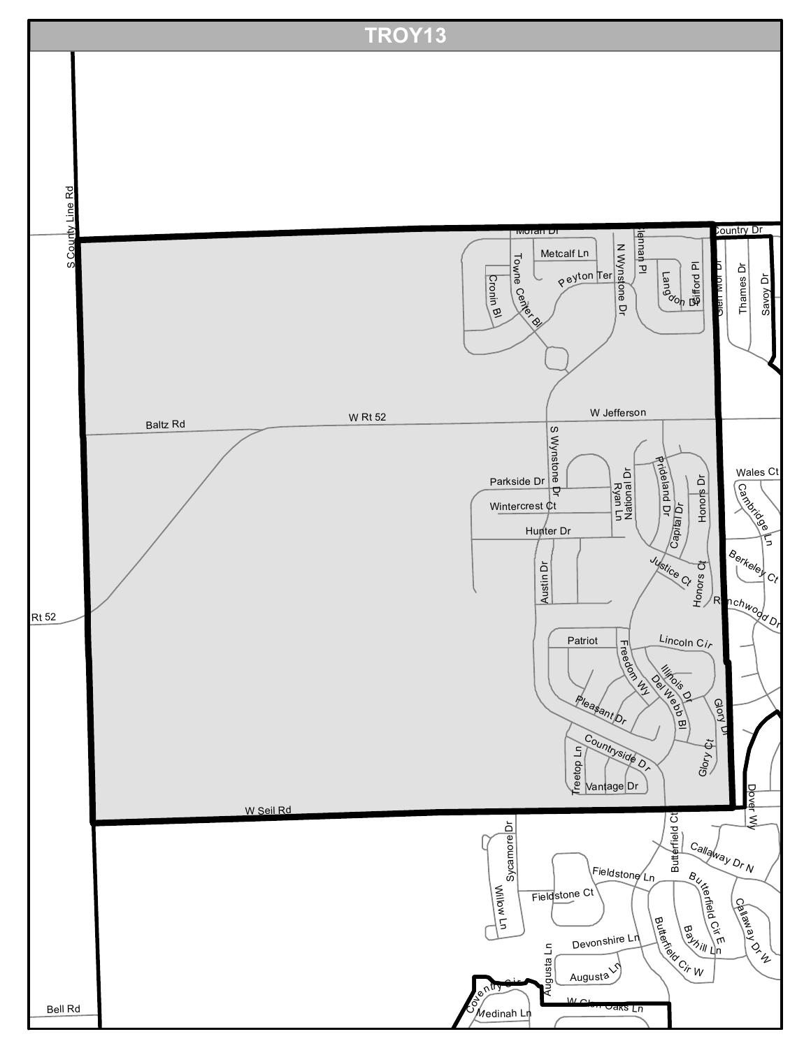# TROY13

S County Line Rd

Moran Dr

Metcalf Ln

Towne Center Bl

Cronin Bl

Peyton Ter

N Wynstone Dr

Hennan Pl

Langdon Dr

Gifford Pl

Country Dr

Glen Mor Dr

Thames Dr

Savoy Dr

Baltz Rd

W Rt 52

W Jefferson

S Wynstone Dr

Parkside Dr

Wintercrest Ct

Hunter Dr

Ryan Ln

National Dr

Prideland Dr

Capital Dr

Honors Dr

Justice Ct

Honors Ct

Austin Dr

Wales Ct

Cambridge Ln

Berkeley Ct

Ranchwood Dr

Rt 52

Patriot

Lincoln Cir

Freedom Wy

Illinois Dr

Del Webb Bl

Glory Dr

Pleasant Dr

Glory Ct

Countryside Dr

Treetop Ln

Vantage Dr

W Seil Rd

Dover Wy

Sycamore Dr

Willow Ln

Butterfield Ct

Callaway Dr N

Fieldstone Ln

Fieldstone Ct

Butterfield Cir E

Callaway Dr W

Bayhill Ln

Butterfield Cir W

Devonshire Ln

Augusta Ln

Coventry Cir

W Glen Oaks Ln

Medinah Ln

Bell Rd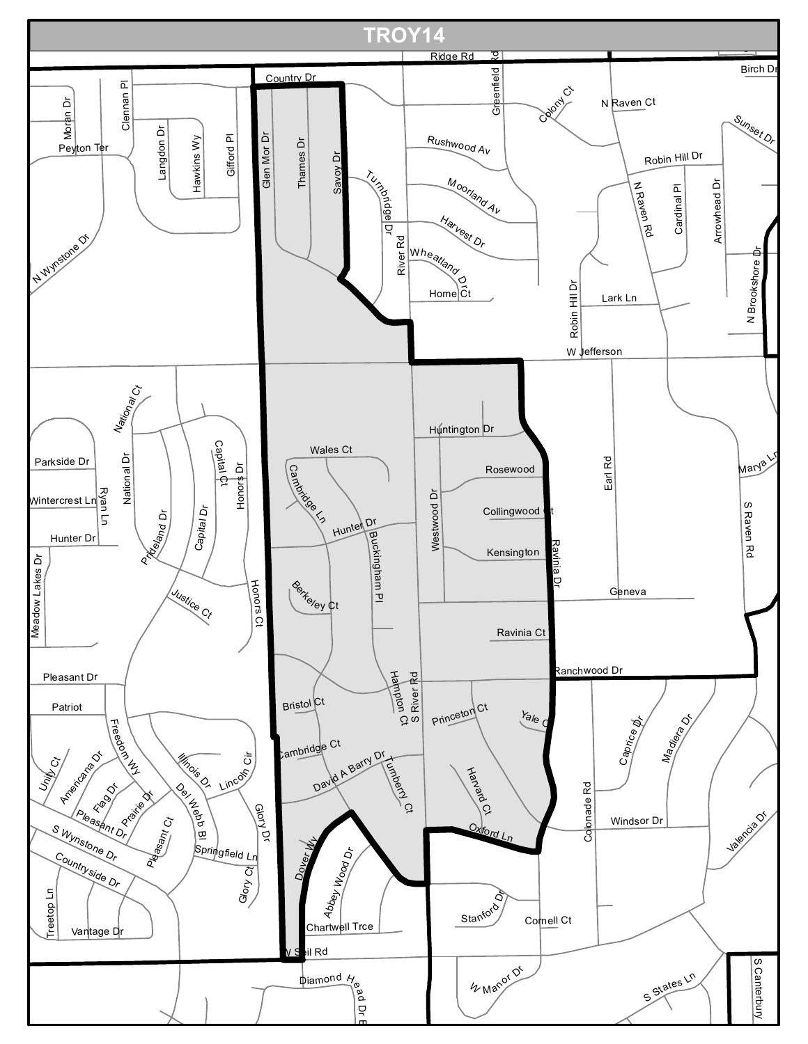# TROY14

Ridge Rd
Birch Dr
Country Dr
Moran Dr
Clennan Pl
Greenfield Rd
Colony Ct
N Raven Ct
Sunset Dr
Peyton Ter
Langdon Dr
Hawkins Wy
Gifford Pl
Glen Mor Dr
Thames Dr
Savoy Dr
Rushwood Av
Robin Hill Dr
Turnbridge Dr
Moorland Av
N Raven Rd
Cardinal Pl
Arrowhead Dr
N Wynstone Dr
Harvest Dr
River Rd
Wheatland Dr
N Brookshore Dr
Home Ct
Robin Hill Dr
Lark Ln
W Jefferson
National Ct
Capital Ct
Honors Dr
Huntington Dr
Parkside Dr
Wales Ct
Rosewood
Earl Rd
Marya Ln
National Dr
Ryan Ln
Wintercrest Ln
Cambridge Ln
Collingwood Ct
Capital Dr
S Raven Rd
Hunter Dr
Hunter Dr
Prideland Dr
Buckingham Pl
Westwood Dr
Kensington
Ravinia Dr
Meadow Lakes Dr
Justice Ct
Berkeley Ct
Geneva
Honors Ct
Ravinia Ct
Pleasant Dr
Ranchwood Dr
Hampton Ct
S River Rd
Bristol Ct
Patriot
Princeton Ct
Caprice Dr
Madiera Dr
Yale Ct
Freedom Wy
Unity Ct
Americana Dr
Illinois Dr
Lincoln Cir
Cambridge Ct
David A Barry Dr
Flag Dr
Turnberry Ct
Colonade Rd
Prairie Dr
Del Webb Bl
Glory Dr
Harvard Ct
Valencia Dr
Pleasant Dr
Windsor Dr
S Wynstone Dr
Pleasant Ct
Oxford Ln
Springfield Ln
Countryside Dr
Dover Wy
Abbey Wood Dr
Glory Ct
Stanford Dr
Cornell Ct
Treetop Ln
Vantage Dr
Chartwell Trce
W Seil Rd
Diamond Head Dr E
W Manor Dr
S States Ln
S Canterbury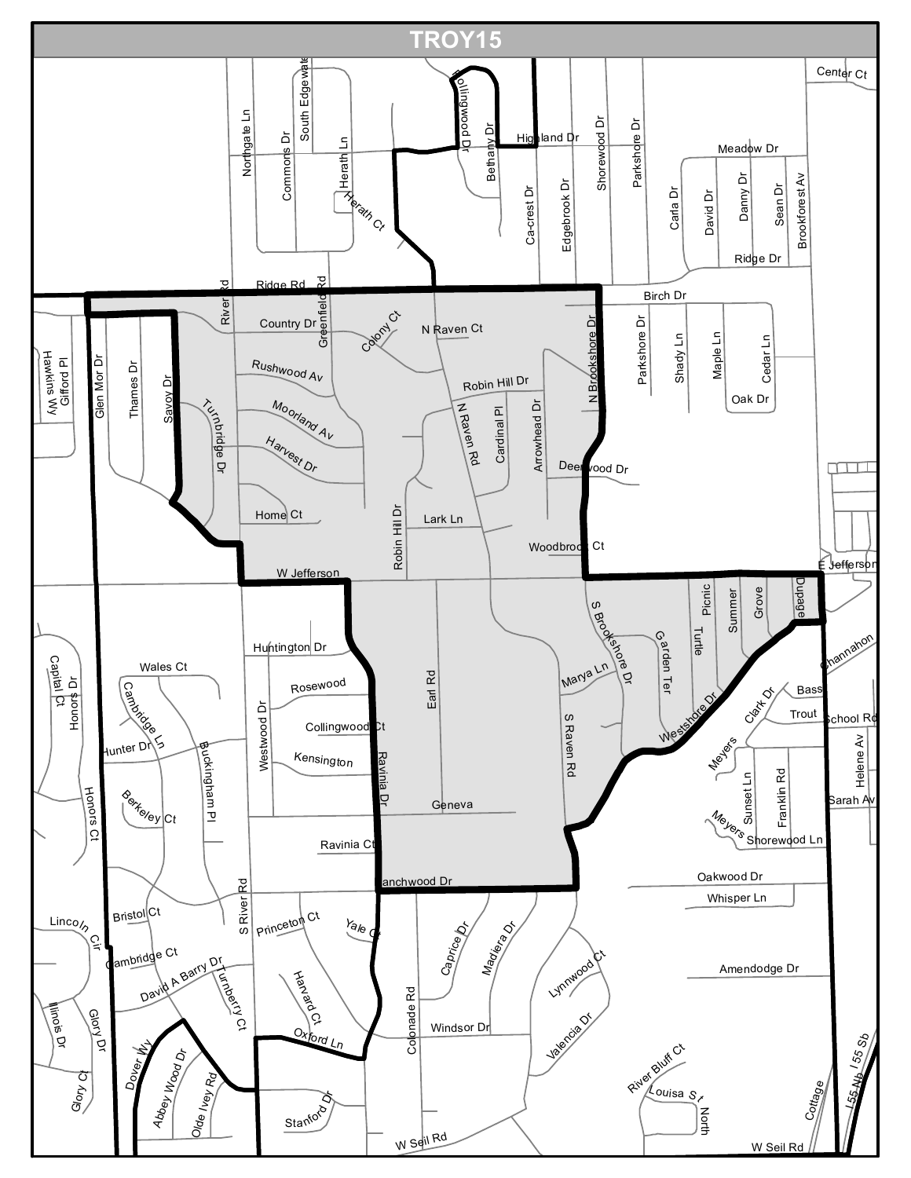# TROY15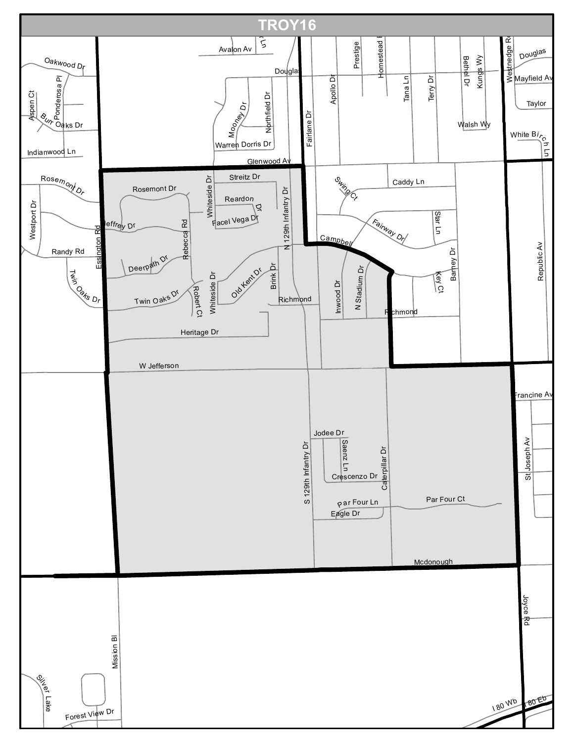# TROY16

Avalon Av
Oakwood Dr
Douglas
Douglas
Prestige
Homestead
Apollo Dr
Tana Ln
Terry Dr
Bethel Dr
Kings Wy
Westnedge Rd
Mayfield Av
Taylor
Ponderosa Pl
Aspen Ct
Burr Oaks Dr
Mooney Dr
Northfield Dr
Fairlane Dr
Walsh Wy
White Birch Ln
Indianwood Ln
Warren Dorris Dr
Glenwood Av
Streitz Dr
Rosemont Dr
Rosemont Dr
Whiteside Dr
Reardon Dr
N 129th Infantry Dr
Swing Ct
Caddy Ln
Star Ln
Westport Dr
Jeffrey Dr
Rebecca Rd
Facel Vega Dr
Fairway Dr
Essington Rd
Randy Rd
Campbell
Barney Dr
Republic Av
Deerpath Dr
Old Kent Dr
Brink Dr
Inwood Dr
N Stadium Dr
Key Ct
Twin Oaks Dr
Twin Oaks Dr
Robert Ct
Whiteside Dr
Richmond
Richmond
Heritage Dr
W Jefferson
Francine Av
Jodee Dr
Saenz Ln
S 129th Infantry Dr
Crescenzo Dr
Caterpillar Dr
St Joseph Av
Par Four Ln
Par Four Ct
Eagle Dr
Mcdonough
Joyce Rd
Mission Bl
Silver Lake
Forest View Dr
I 80 Wb
I 80 Eb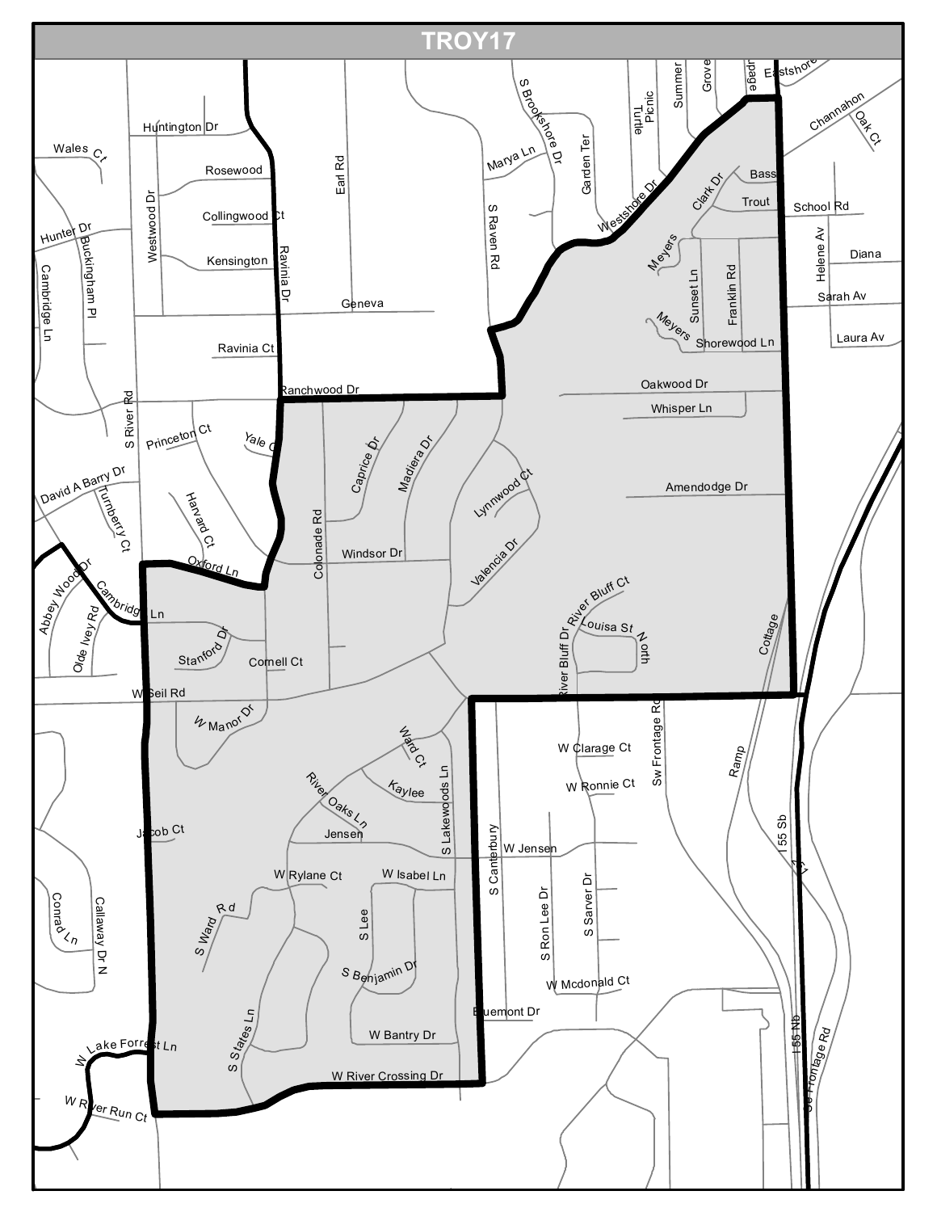# TROY17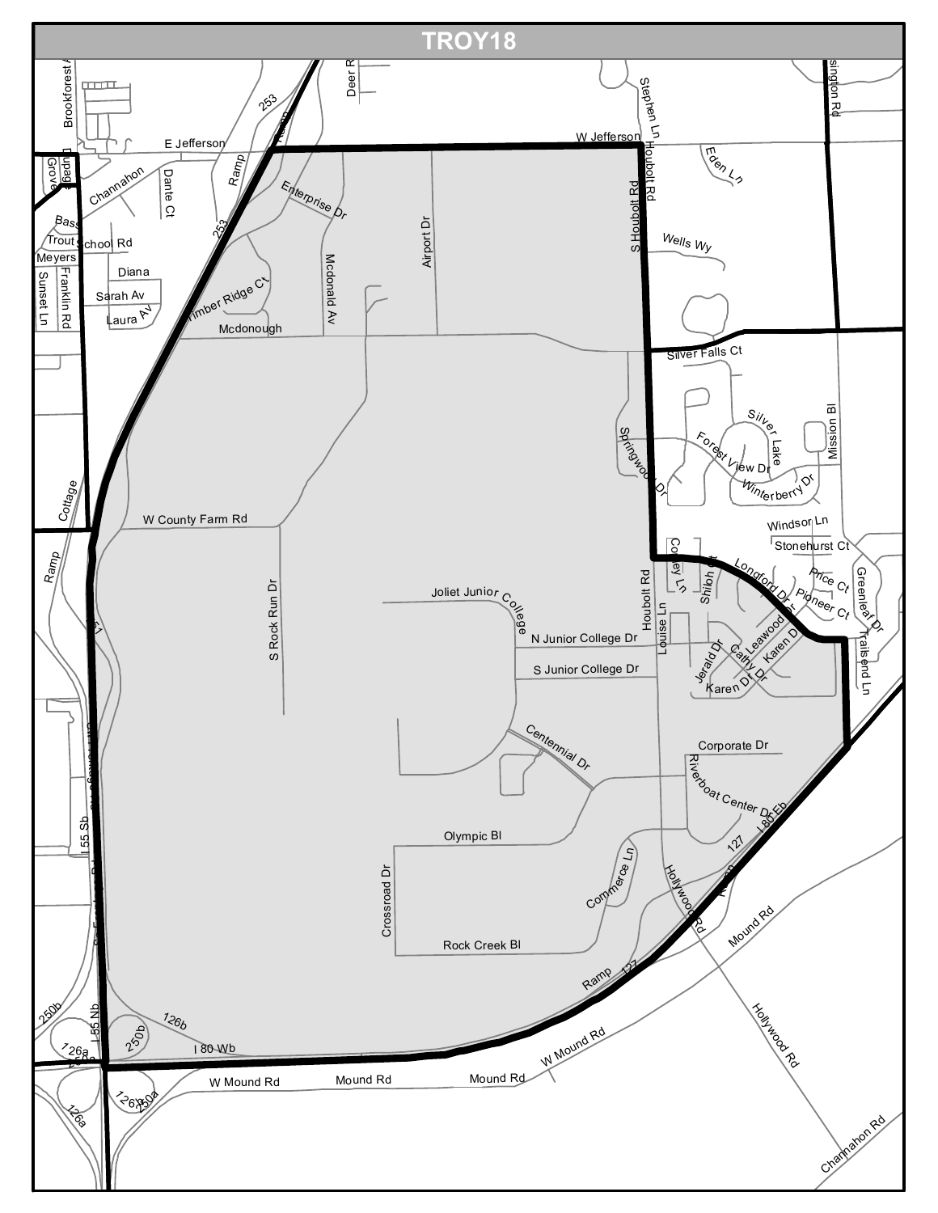# TROY18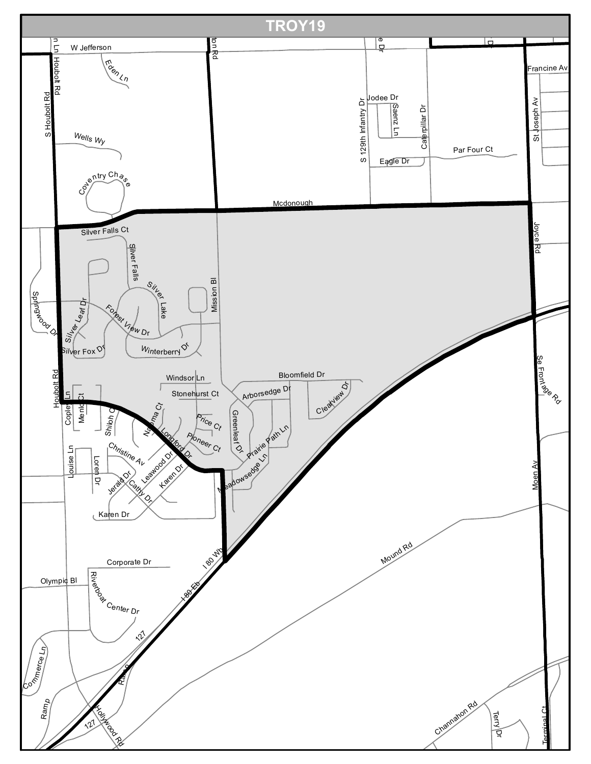# TROY19

W Jefferson

Eden Ln

S Houbolt Rd

Houbolt Rd

Wells Wy

Coventry Chase

Jodee Dr

Saenz Ln

S 129th Infantry Dr

Caterpillar Dr

Eagle Dr

Par Four Ct

Francine Av

St Joseph Av

Mcdonough

Joyce Rd

Silver Falls Ct

Silver Falls

Silver Lake

Mission Bl

Springwood Dr

Silver Leaf Dr

Forest View Dr

Silver Fox Dr

Winterberry Dr

Windsor Ln

Stonehurst Ct

Bloomfield Dr

Arborsedge Dr

Clearview Dr

Houbolt Rd

Copley Ln

Menlo Ct

Shiloh Ct

Naoma Ct

Price Ct

Longford Dr

Pioneer Ct

Greenleaf Dr

Prairie Path Ln

Meadowsedge Ln

Christine Av

Louise Ln

Loren Dr

Leawood Dr

Jerald Dr

Cathy Dr

Karen Dr

Karen Dr

Se Frontage Rd

Moen Av

I 80 Wb

I 80 Eb

Corporate Dr

Olympic Bl

Riverboat Center Dr

Mound Rd

127

Commerce Ln

Ramp

Ramp

127

Hollywood Rd

Channahon Rd

Terry Dr

Terminal Ct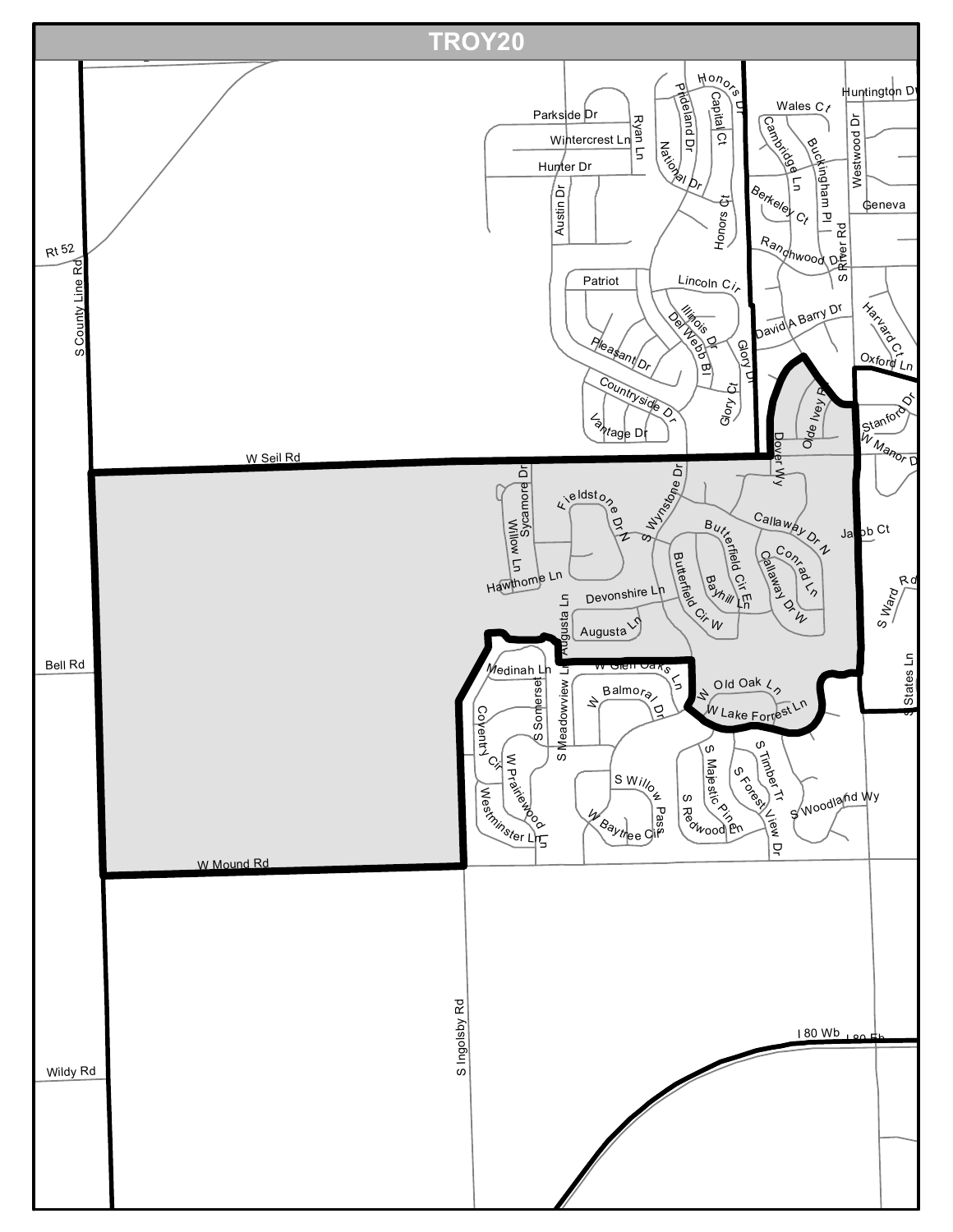# TROY20

Parkside Dr
Wintercrest Ln
Hunter Dr
Ryan Ln
Honors Dr
Prideland Dr
Capital Ct
National Dr
Honors Ct
Austin Dr
Patriot
Lincoln Cir
Illinois Dr
Del Webb Bl
Pleasant Dr
Glory Dr
Glory Ct
Countryside Dr
Vantage Dr
Wales Ct
Huntington Dr
Cambridge Ln
Buckingham Pl
Westwood Dr
Berkeley Ct
Geneva
Ranchwood Dr
S River Rd
David A Barry Dr
Harvard Ct
Oxford Ln
Olde Ivey Pl
Stanford Dr
W Manor Dr
Dover Wy
Rt 52
S County Line Rd
W Seil Rd
Sycamore Dr
Fieldstone Dr N
S Wynstone Dr
Butterfield Cir E
Callaway Dr N
Jacob Ct
Willow Ln
Conrad Ln
Callaway Dr W
Bayhill Ln
Hawthorne Ln
Butterfield Cir W
Devonshire Ln
Augusta Ln
S Ward Rd
Bell Rd
Medinah Ln
S Meadowview Ln
W Glen Oaks Ln
States Ln
W Old Oak Ln
S Somerset
W Balmoral Dr
W Lake Forrest Ln
Coventry Cir
W Prairiewood Ln
S Willow Pass
S Majestic Pine
S Timber Tr
S Forest View Dr
S Woodland Wy
Westminster Ln
W Baytree Cir
S Redwood Ln
W Mound Rd
S Ingolsby Rd
I 80 Wb
I 80 Eb
Wildy Rd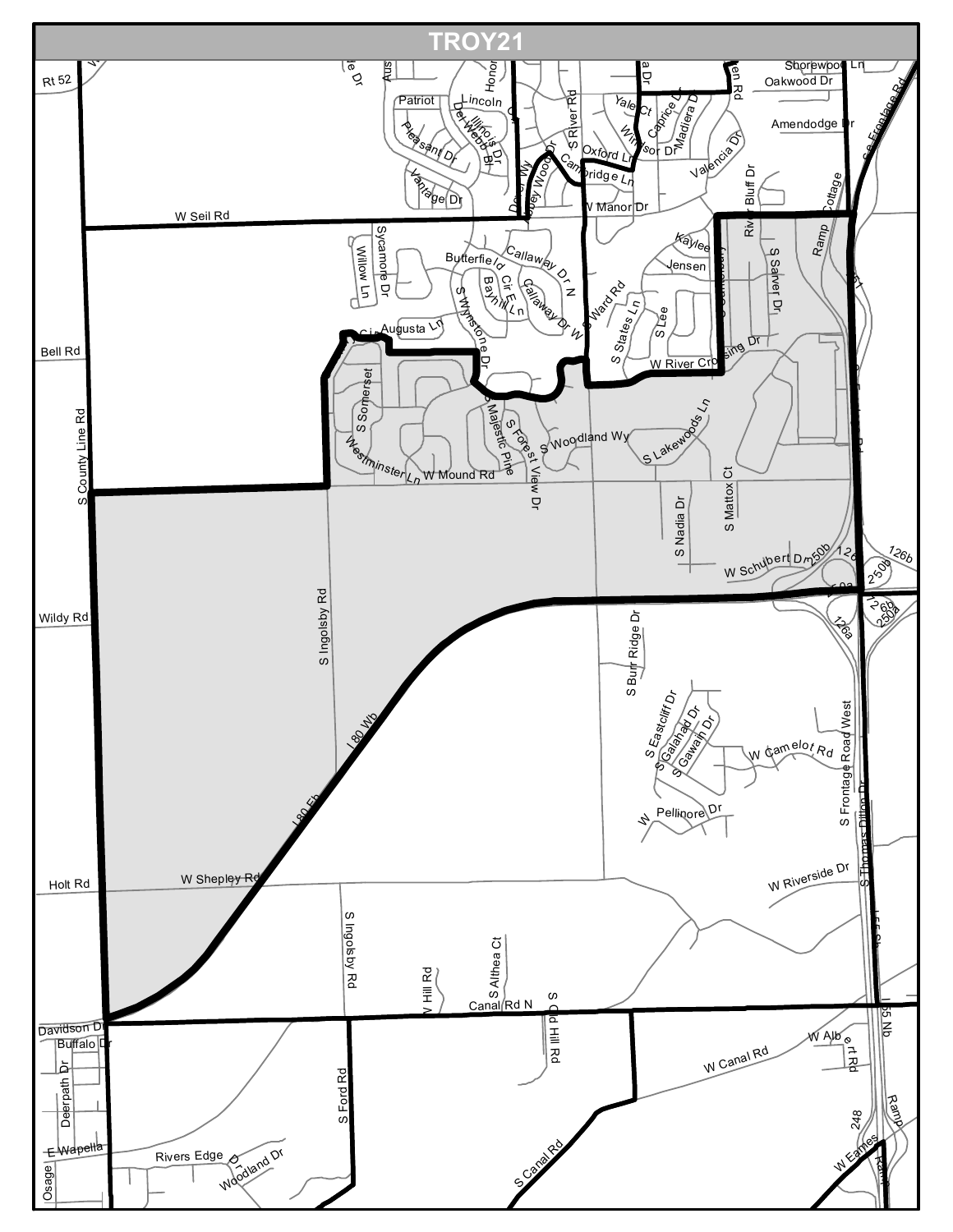# TROY21

Rt 52

W Seil Rd

Bell Rd

S County Line Rd

Wildy Rd

Holt Rd

Davidson Dr

Buffalo Dr

Deerpath Dr

E Wapella

Osage

Patriot

Lincoln

Pleasant Dr

Vantage Dr

Illinois Dr

Del Webb Bl

Honor

Dover Wy

Abbey Wood Dr

Cambridge Ln

S River Rd

Oxford Ln

Yale Ct

Windsor Dr

Caprice Dr

Madiera Dr

Valencia Dr

Shorewood Ln

Oakwood Dr

Amendodge Dr

Frontage Rd

W Manor Dr

River Bluff Dr

Cottage

Ramp

Kaylee

Jensen

S Sarver Dr

Sycamore Dr

Willow Ln

Butterfield Cir E

Callaway Dr N

Callaway Dr W

Baynill Ln

S Wynstone Dr

S Ward Rd

S States Ln

S Lee

Augusta Ln

W River Crossing Dr

S Somerset

Westminster Ln

W Mound Rd

Majestic Pine

S Forest View Dr

S Woodland Wy

S Lakewoods Ln

S Nadia Dr

S Mattox Ct

W Schubert Dr

250b

126

126b

250a

126a

S Ingolsby Rd

I 80 Wb

I 80 Eb

S Burr Ridge Dr

S Eastcliff Dr

S Galahad Dr

S Gawain Dr

W Camelot Rd

W Pellinore Dr

S Frontage Road West

S Thomas Dillon Dr

W Riverside Dr

W Shepley Rd

I 55 Sb

I 55 Nb

S Ingolsby Rd

W Hill Rd

S Althea Ct

S Old Hill Rd

Canal Rd N

S Ford Rd

W Canal Rd

W Albert Rd

248

W Eames

Ramp

S Canal Rd

Rivers Edge Dr

Woodland Dr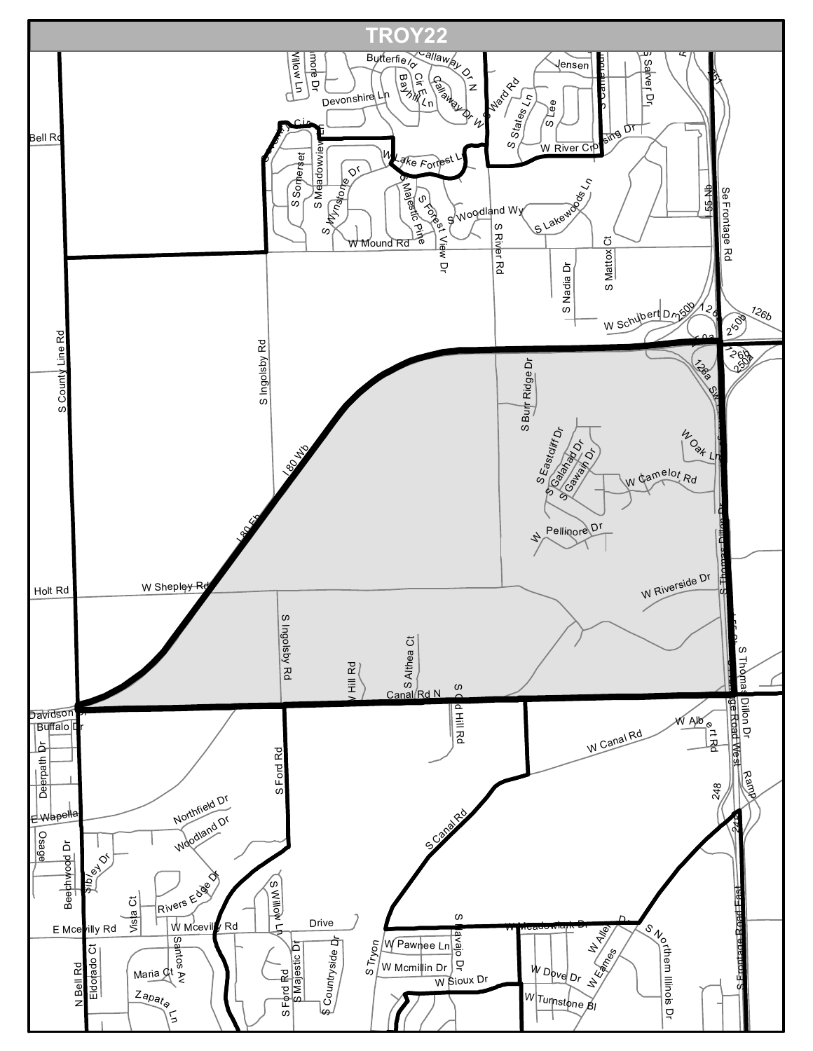# TROY22

Butterfield Cir E
Callaway Dr N
Callaway Dr W
Bayhill Ln
Devonshire Ln
Willow Ln
Jensen
S Ward Rd
S States Ln
S Lee
W River Crossing Dr
Bell Rd
W Lake Forrest L
S Somerset
S Meadowview
S Wynstone Dr
S Majestic Pine
S Forest View Dr
S Woodland Wy
S Lakewoods Ln
S River Rd
W Mound Rd
S Nadia Dr
S Mattox Ct
W Schubert Dr
Se Frontage Rd
55 Nb
126b
250b
126a
250a
S County Line Rd
S Ingolsby Rd
I 80 Wb
I 80 Eb
S Burr Ridge Dr
S Eastcliff Dr
S Galahad Dr
S Gawain Dr
W Camelot Rd
W Oak Ln
W Pellinore Dr
S Thomas Dillon Dr
W Riverside Dr
Holt Rd
W Shepley Rd
S Ingolsby Rd
W Hill Rd
S Althea Ct
S Old Hill Rd
Canal Rd N
Davidson Dr
Buffalo Dr
Deerpath Dr
E Wapella
S Ford Rd
W Canal Rd
W Albert Rd
S Thomas Dillon Dr
Frontage Road West
Ramp
248
Northfield Dr
Woodland Dr
Osage
Beechwood Dr
Sibley Dr
S Canal Rd
Rivers Edge Dr
Vista Ct
E Mcevilly Rd
W Mcevilly Rd
Drive
S Willow Ln
Santos Av
Maria Ct
Zapata Ln
N Bell Rd
Eldorado Ct
S Ford Rd
S Majestic Dr
S Countryside Dr
S Tryon
W Pawnee Ln
S Navajo Dr
W Mcmillin Dr
W Sioux Dr
W Meadowlark Dr
W Allen Dr
W Eames
S Northern Illinois Dr
W Dove Dr
W Turnstone Bl
S Frontage Road East